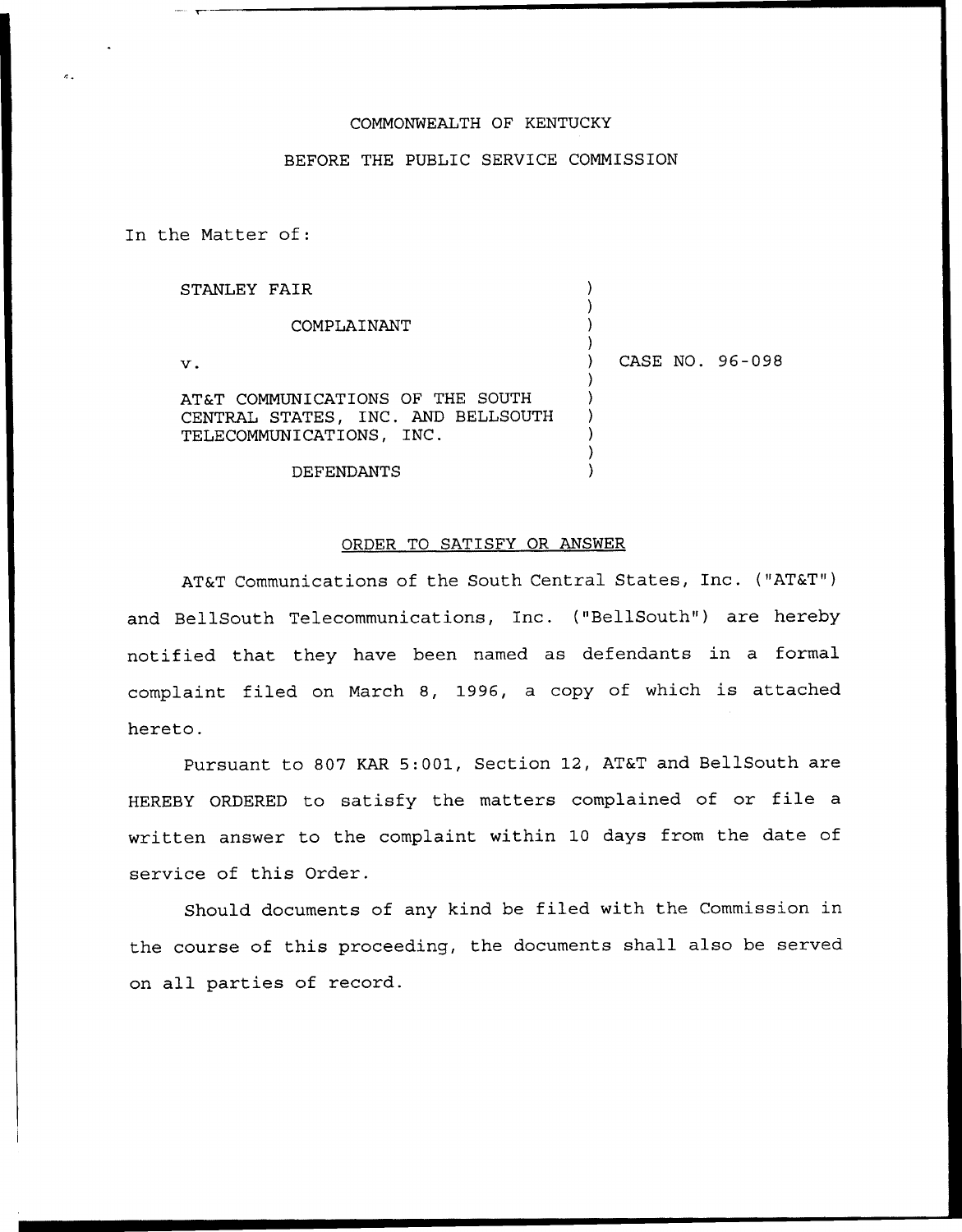COMMONWEALTH OF KENTUCKY

BEFORE THE PUBLIC SERVICE COMMISSION

In the Matter of:

| | | |
|---|---|---|
| STANLEY FAIR | ) | |
| COMPLAINANT | ) | |
| v. | ) | CASE NO. 96-098 |
| AT&T COMMUNICATIONS OF THE SOUTH CENTRAL STATES, INC. AND BELLSOUTH TELECOMMUNICATIONS, INC. | ) | |
| DEFENDANTS | ) | |

ORDER TO SATISFY OR ANSWER

AT&T Communications of the South Central States, Inc. ("AT&T") and BellSouth Telecommunications, Inc. ("BellSouth") are hereby notified that they have been named as defendants in a formal complaint filed on March 8, 1996, a copy of which is attached hereto.

Pursuant to 807 KAR 5:001, Section 12, AT&T and BellSouth are HEREBY ORDERED to satisfy the matters complained of or file a written answer to the complaint within 10 days from the date of service of this Order.

Should documents of any kind be filed with the Commission in the course of this proceeding, the documents shall also be served on all parties of record.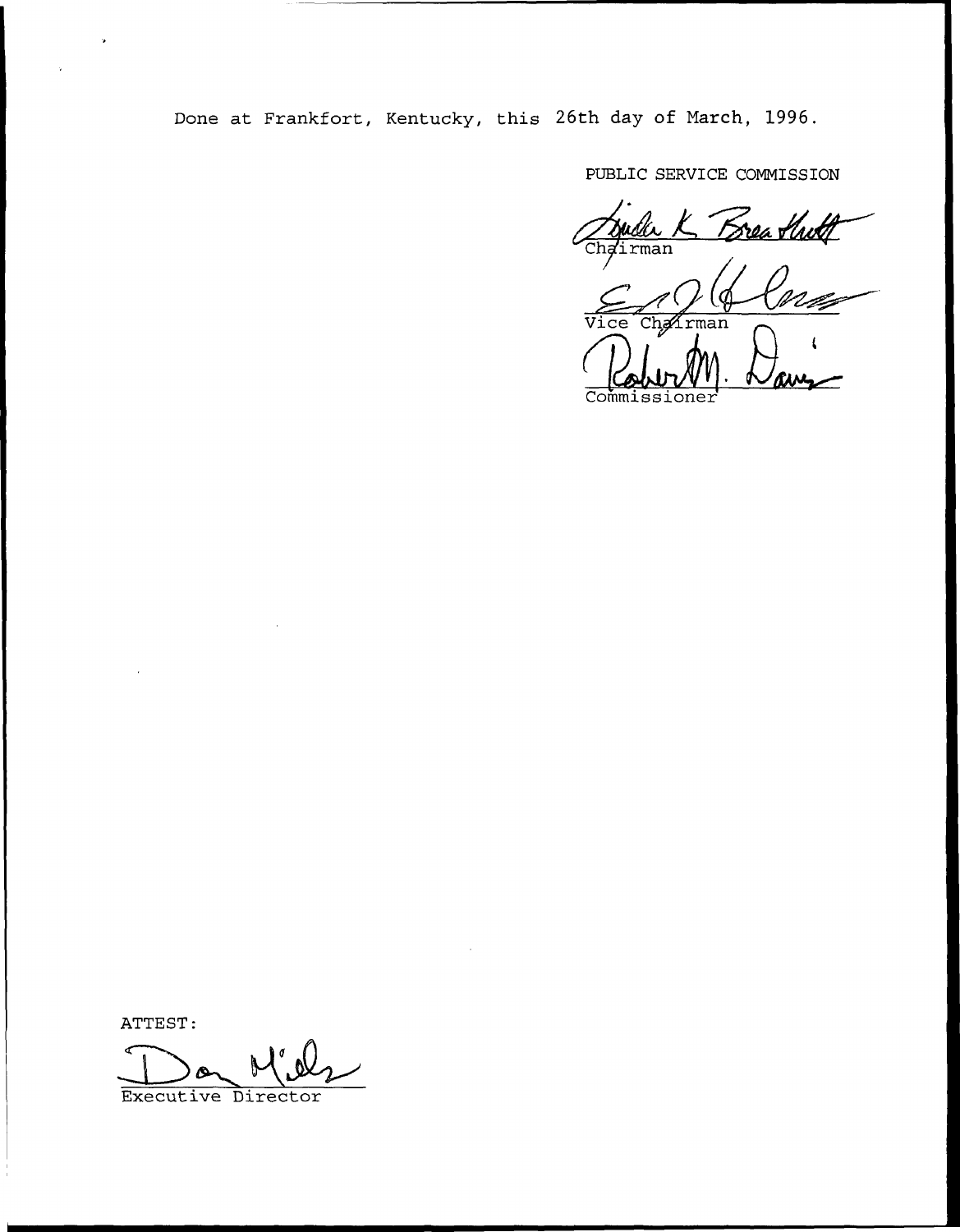Done at Frankfort, Kentucky, this 26th day of March, 1996.

PUBLIC SERVICE COMMISSION

Chairman

Vice Chairman

Commissioner

ATTEST:

Executive Director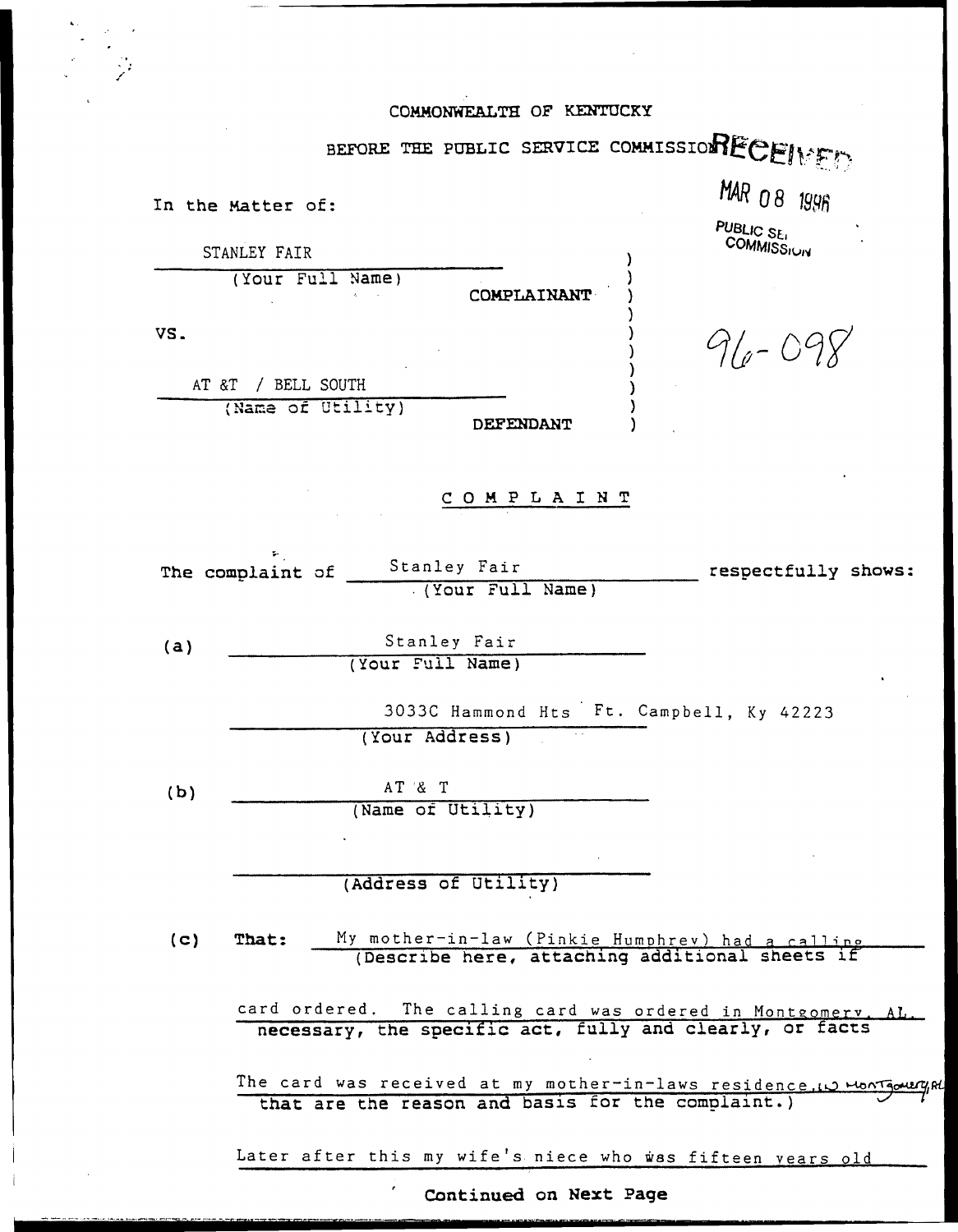COMMONWEALTH OF KENTUCKY

BEFORE THE PUBLIC SERVICE COMMISSION

RECEIVED

MAR 08 1996

PUBLIC SERVICE COMMISSION

In the Matter of:

STANLEY FAIR
(Your Full Name)

COMPLAINANT

VS.

96-098

AT &T / BELL SOUTH
(Name of Utility)

DEFENDANT

## COMPLAINT

The complaint of Stanley Fair (Your Full Name) respectfully shows:

(a) Stanley Fair
(Your Full Name)

3033C Hammond Hts Ft. Campbell, Ky 42223
(Your Address)

(b) AT & T
(Name of Utility)

(Address of Utility)

(c) **That:** My mother-in-law (Pinkie Humphrey) had a calling card ordered. The calling card was ordered in Montgomery, AL. The card was received at my mother-in-laws residence in Montgomery, AL. Later after this my wife's niece who was fifteen years old

(Describe here, attaching additional sheets if necessary, the specific act, fully and clearly, or facts that are the reason and basis for the complaint.)

**Continued on Next Page**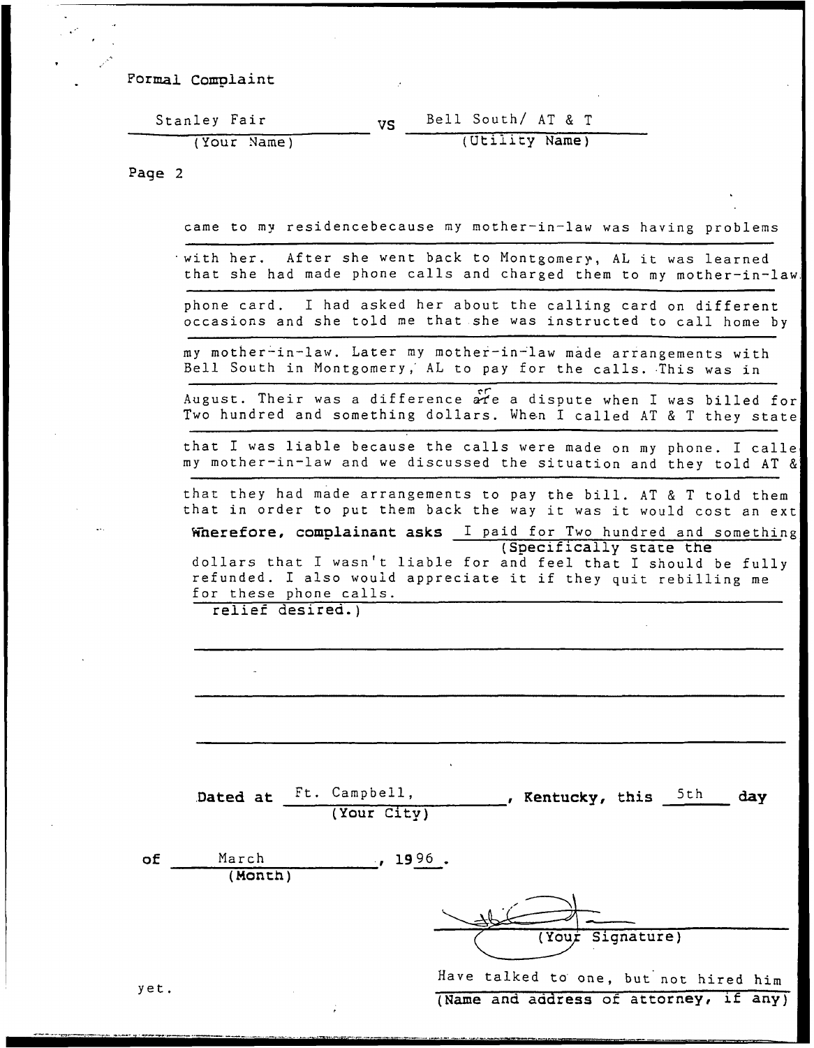Formal Complaint

Stanley Fair vs Bell South/ AT & T
(Your Name) (Utility Name)

Page 2

came to my residencebecause my mother-in-law was having problems with her. After she went back to Montgomery, AL it was learned that she had made phone calls and charged them to my mother-in-law phone card. I had asked her about the calling card on different occasions and she told me that she was instructed to call home by my mother-in-law. Later my mother-in-law made arrangements with Bell South in Montgomery, AL to pay for the calls. This was in August. Their was a difference are a dispute when I was billed for Two hundred and something dollars. When I called AT & T they state that I was liable because the calls were made on my phone. I calle my mother-in-law and we discussed the situation and they told AT & that they had made arrangements to pay the bill. AT & T told them that in order to put them back the way it was it would cost an ext

**Wherefore, complainant asks** I paid for Two hundred and something dollars that I wasn't liable for and feel that I should be fully refunded. I also would appreciate it if they quit rebilling me for these phone calls.
(Specifically state the relief desired.)

**Dated at** Ft. Campbell, **, Kentucky, this** 5th **day**
(Your City)

**of** March **, 19**96 **.**
(Month)

(Your Signature)

yet.

Have talked to one, but not hired him
**(Name and address of attorney, if any)**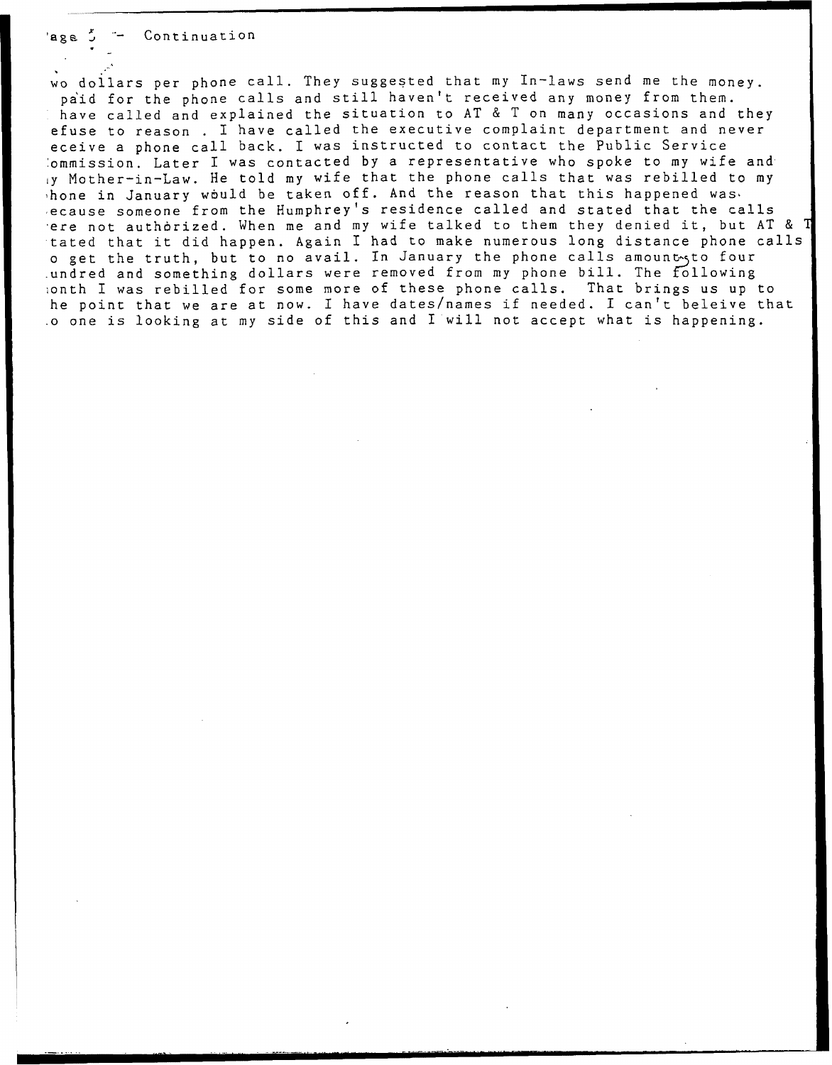Page 5 -- Continuation

wo dollars per phone call. They suggested that my In-laws send me the money. paid for the phone calls and still haven't received any money from them. have called and explained the situation to AT & T on many occasions and they efuse to reason . I have called the executive complaint department and never eceive a phone call back. I was instructed to contact the Public Service ommission. Later I was contacted by a representative who spoke to my wife and y Mother-in-Law. He told my wife that the phone calls that was rebilled to my hone in January would be taken off. And the reason that this happened was ecause someone from the Humphrey's residence called and stated that the calls ere not authorized. When me and my wife talked to them they denied it, but AT & T tated that it did happen. Again I had to make numerous long distance phone calls o get the truth, but to no avail. In January the phone calls amounts to four undred and something dollars were removed from my phone bill. The following onth I was rebilled for some more of these phone calls. That brings us up to he point that we are at now. I have dates/names if needed. I can't beleive that o one is looking at my side of this and I will not accept what is happening.